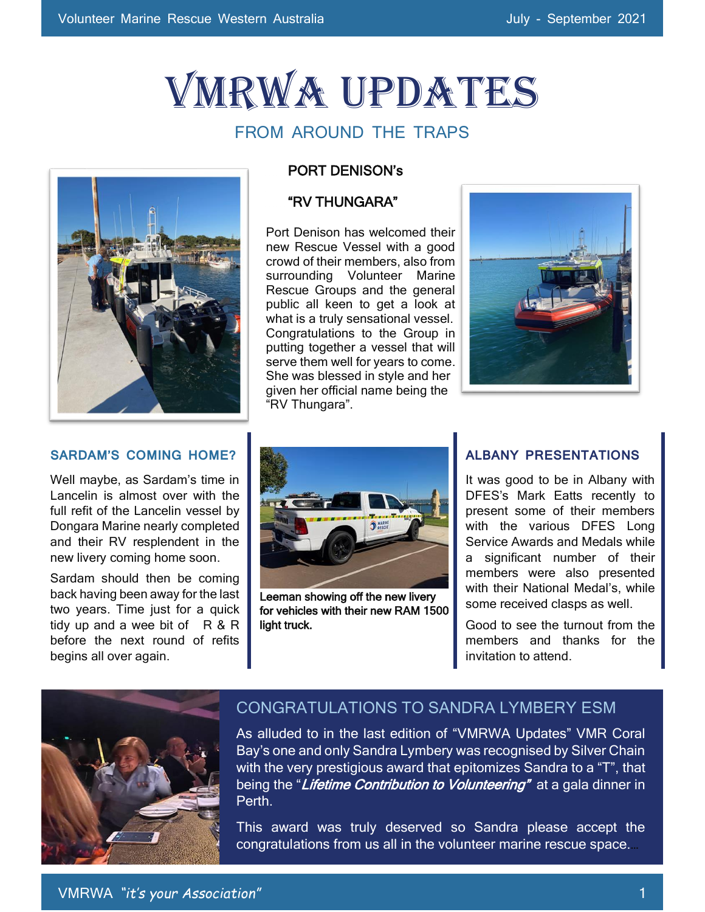# VMRWA UPDATES

## FROM AROUND THE TRAPS

### PORT DENISON's

### "RV THUNGARA"

Port Denison has welcomed their new Rescue Vessel with a good crowd of their members, also from surrounding Volunteer Marine Rescue Groups and the general public all keen to get a look at what is a truly sensational vessel. Congratulations to the Group in putting together a vessel that will serve them well for years to come. She was blessed in style and her given her official name being the "RV Thungara".

### SARDAM'S COMING HOME?

Well maybe, as Sardam's time in Lancelin is almost over with the full refit of the Lancelin vessel by Dongara Marine nearly completed and their RV resplendent in the new livery coming home soon.

Sardam should then be coming back having been away for the last two years. Time just for a quick tidy up and a wee bit of R & R before the next round of refits begins all over again.

**Leeman showing off the new livery for vehicles with their new RAM 1500 light truck.**

### ALBANY PRESENTATIONS

It was good to be in Albany with DFES's Mark Eatts recently to present some of their members with the various DFES Long Service Awards and Medals while a significant number of their members were also presented with their National Medal's, while some received clasps as well.

Good to see the turnout from the members and thanks for the invitation to attend.

## CONGRATULATIONS TO SANDRA LYMBERY ESM

As alluded to in the last edition of "VMRWA Updates" VMR Coral Bay's one and only Sandra Lymbery was recognised by Silver Chain with the very prestigious award that epitomizes Sandra to a "T", that being the "***Lifetime Contribution to Volunteering"*** at a gala dinner in Perth.

This award was truly deserved so Sandra please accept the congratulations from us all in the volunteer marine rescue space….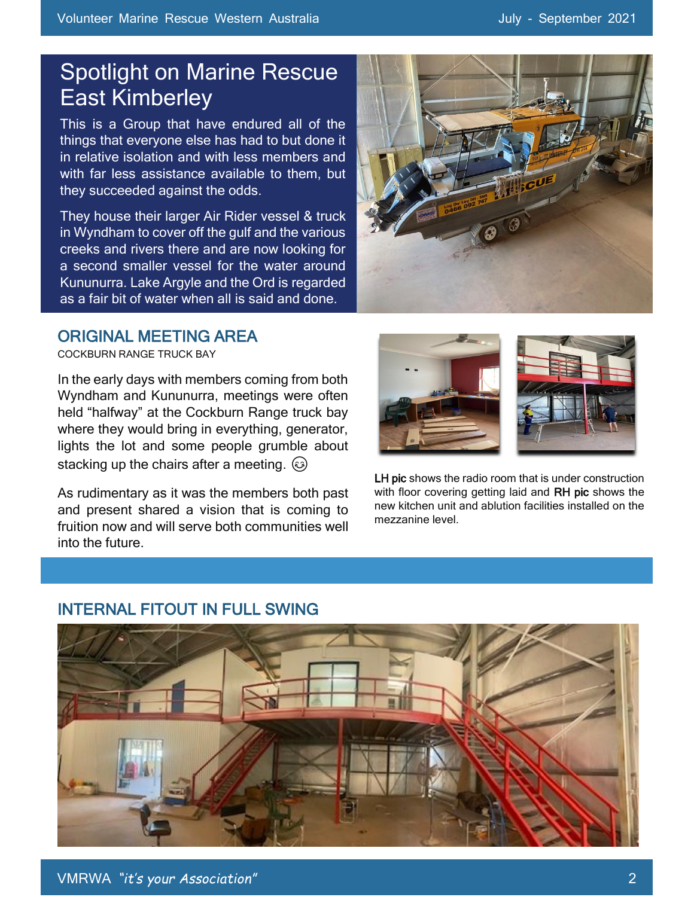# Spotlight on Marine Rescue East Kimberley

This is a Group that have endured all of the things that everyone else has had to but done it in relative isolation and with less members and with far less assistance available to them, but they succeeded against the odds.

They house their larger Air Rider vessel & truck in Wyndham to cover off the gulf and the various creeks and rivers there and are now looking for a second smaller vessel for the water around Kununurra. Lake Argyle and the Ord is regarded as a fair bit of water when all is said and done.

## ORIGINAL MEETING AREA

COCKBURN RANGE TRUCK BAY

In the early days with members coming from both Wyndham and Kununurra, meetings were often held "halfway" at the Cockburn Range truck bay where they would bring in everything, generator, lights the lot and some people grumble about stacking up the chairs after a meeting. 😊

As rudimentary as it was the members both past and present shared a vision that is coming to fruition now and will serve both communities well into the future.

**LH pic** shows the radio room that is under construction with floor covering getting laid and **RH pic** shows the new kitchen unit and ablution facilities installed on the mezzanine level.

## INTERNAL FITOUT IN FULL SWING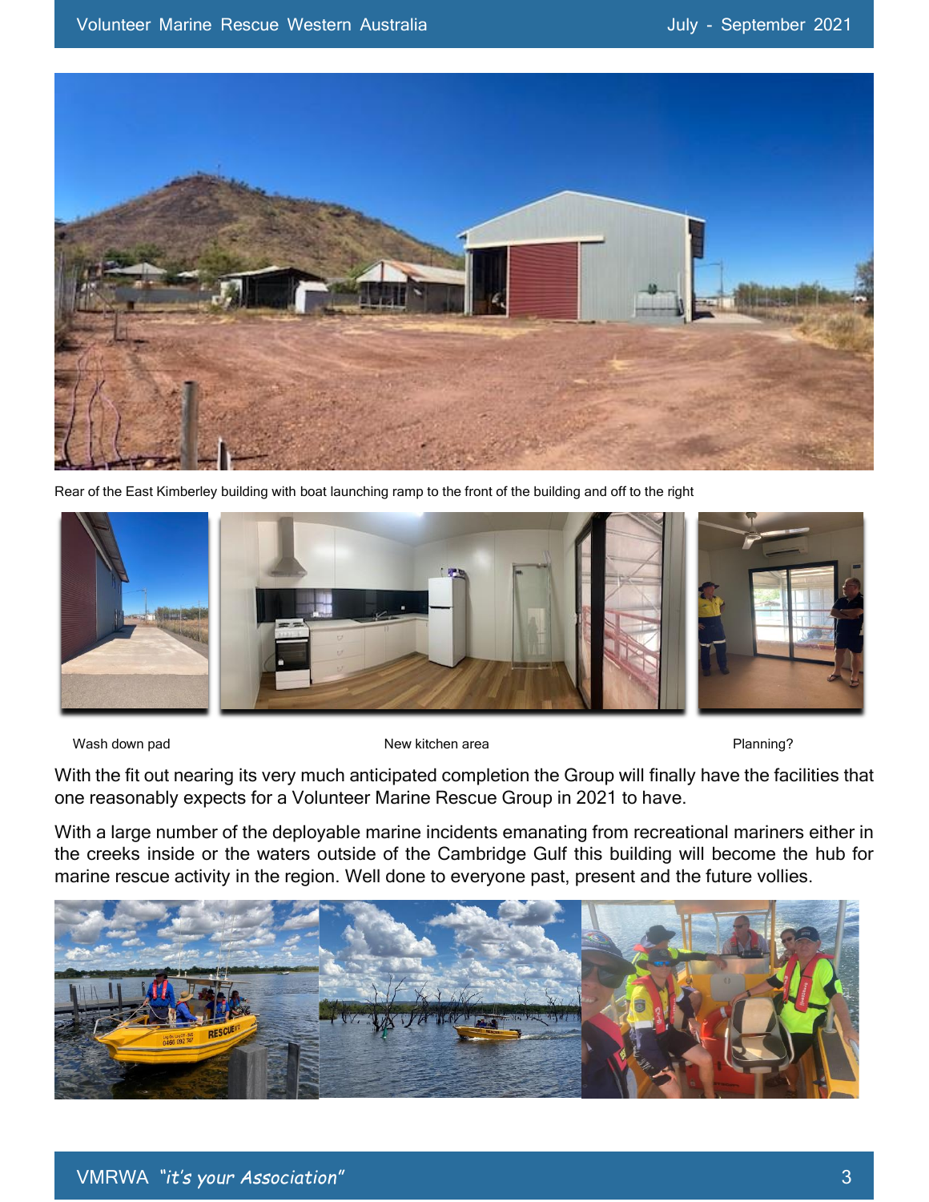Rear of the East Kimberley building with boat launching ramp to the front of the building and off to the right

Wash down pad

New kitchen area

Planning?

With the fit out nearing its very much anticipated completion the Group will finally have the facilities that one reasonably expects for a Volunteer Marine Rescue Group in 2021 to have.

With a large number of the deployable marine incidents emanating from recreational mariners either in the creeks inside or the waters outside of the Cambridge Gulf this building will become the hub for marine rescue activity in the region. Well done to everyone past, present and the future vollies.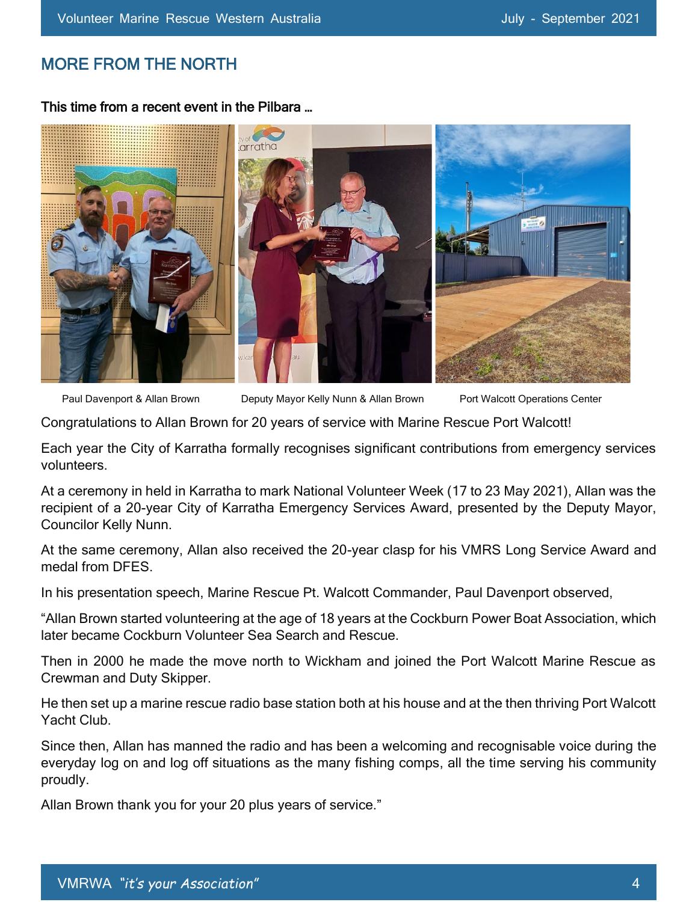## MORE FROM THE NORTH

**This time from a recent event in the Pilbara …**

Paul Davenport & Allan Brown

Deputy Mayor Kelly Nunn & Allan Brown

Port Walcott Operations Center

Congratulations to Allan Brown for 20 years of service with Marine Rescue Port Walcott!

Each year the City of Karratha formally recognises significant contributions from emergency services volunteers.

At a ceremony in held in Karratha to mark National Volunteer Week (17 to 23 May 2021), Allan was the recipient of a 20-year City of Karratha Emergency Services Award, presented by the Deputy Mayor, Councilor Kelly Nunn.

At the same ceremony, Allan also received the 20-year clasp for his VMRS Long Service Award and medal from DFES.

In his presentation speech, Marine Rescue Pt. Walcott Commander, Paul Davenport observed,

"Allan Brown started volunteering at the age of 18 years at the Cockburn Power Boat Association, which later became Cockburn Volunteer Sea Search and Rescue.

Then in 2000 he made the move north to Wickham and joined the Port Walcott Marine Rescue as Crewman and Duty Skipper.

He then set up a marine rescue radio base station both at his house and at the then thriving Port Walcott Yacht Club.

Since then, Allan has manned the radio and has been a welcoming and recognisable voice during the everyday log on and log off situations as the many fishing comps, all the time serving his community proudly.

Allan Brown thank you for your 20 plus years of service."